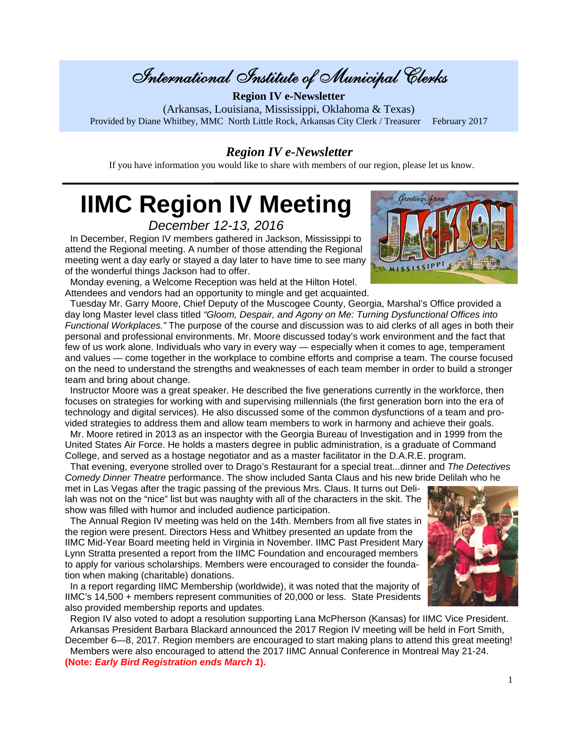# International Institute of Municipal Clerks

**Region IV e-Newsletter**

(Arkansas, Louisiana, Mississippi, Oklahoma & Texas)

Provided by Diane Whitbey, MMC North Little Rock, Arkansas City Clerk / Treasurer February 2017

## *Region IV e-Newsletter*

If you have information you would like to share with members of our region, please let us know.

# IIMC Region IV Meeting

*December 12-13, 2016*

In December, Region IV members gathered in Jackson, Mississippi to attend the Regional meeting. A number of those attending the Regional meeting went a day early or stayed a day later to have time to see many of the wonderful things Jackson had to offer.

Monday evening, a Welcome Reception was held at the Hilton Hotel. Attendees and vendors had an opportunity to mingle and get acquainted.

Tuesday Mr. Garry Moore, Chief Deputy of the Muscogee County, Georgia, Marshal's Office provided a day long Master level class titled *"Gloom, Despair, and Agony on Me: Turning Dysfunctional Offices into Functional Workplaces."* The purpose of the course and discussion was to aid clerks of all ages in both their personal and professional environments. Mr. Moore discussed today's work environment and the fact that few of us work alone. Individuals who vary in every way — especially when it comes to age, temperament and values — come together in the workplace to combine efforts and comprise a team. The course focused on the need to understand the strengths and weaknesses of each team member in order to build a stronger team and bring about change.

Instructor Moore was a great speaker. He described the five generations currently in the workforce, then focuses on strategies for working with and supervising millennials (the first generation born into the era of technology and digital services). He also discussed some of the common dysfunctions of a team and provided strategies to address them and allow team members to work in harmony and achieve their goals.

Mr. Moore retired in 2013 as an inspector with the Georgia Bureau of Investigation and in 1999 from the United States Air Force. He holds a masters degree in public administration, is a graduate of Command College, and served as a hostage negotiator and as a master facilitator in the D.A.R.E. program.

That evening, everyone strolled over to Drago's Restaurant for a special treat...dinner and *The Detectives Comedy Dinner Theatre* performance. The show included Santa Claus and his new bride Delilah who he met in Las Vegas after the tragic passing of the previous Mrs. Claus. It turns out Delilah was not on the "nice" list but was naughty with all of the characters in the skit. The show was filled with humor and included audience participation.

The Annual Region IV meeting was held on the 14th. Members from all five states in the region were present. Directors Hess and Whitbey presented an update from the IIMC Mid-Year Board meeting held in Virginia in November. IIMC Past President Mary Lynn Stratta presented a report from the IIMC Foundation and encouraged members to apply for various scholarships. Members were encouraged to consider the foundation when making (charitable) donations.

In a report regarding IIMC Membership (worldwide), it was noted that the majority of IIMC's 14,500 + members represent communities of 20,000 or less. State Presidents also provided membership reports and updates.

Region IV also voted to adopt a resolution supporting Lana McPherson (Kansas) for IIMC Vice President.

Arkansas President Barbara Blackard announced the 2017 Region IV meeting will be held in Fort Smith, December 6—8, 2017. Region members are encouraged to start making plans to attend this great meeting!

Members were also encouraged to attend the 2017 IIMC Annual Conference in Montreal May 21-24. **(Note: *Early Bird Registration ends March 1*).**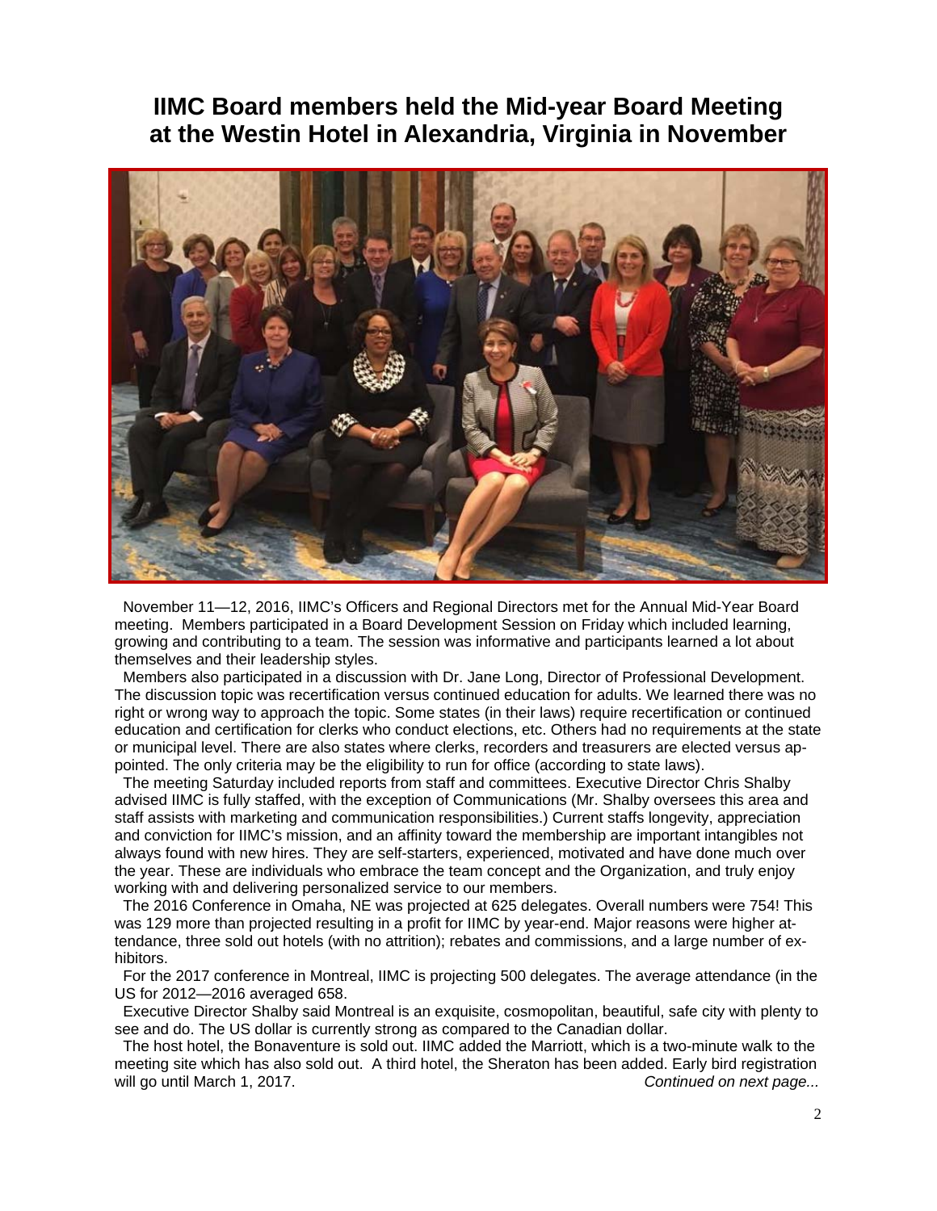# IIMC Board members held the Mid-year Board Meeting at the Westin Hotel in Alexandria, Virginia in November

November 11—12, 2016, IIMC's Officers and Regional Directors met for the Annual Mid-Year Board meeting. Members participated in a Board Development Session on Friday which included learning, growing and contributing to a team. The session was informative and participants learned a lot about themselves and their leadership styles.

Members also participated in a discussion with Dr. Jane Long, Director of Professional Development. The discussion topic was recertification versus continued education for adults. We learned there was no right or wrong way to approach the topic. Some states (in their laws) require recertification or continued education and certification for clerks who conduct elections, etc. Others had no requirements at the state or municipal level. There are also states where clerks, recorders and treasurers are elected versus appointed. The only criteria may be the eligibility to run for office (according to state laws).

The meeting Saturday included reports from staff and committees. Executive Director Chris Shalby advised IIMC is fully staffed, with the exception of Communications (Mr. Shalby oversees this area and staff assists with marketing and communication responsibilities.) Current staffs longevity, appreciation and conviction for IIMC's mission, and an affinity toward the membership are important intangibles not always found with new hires. They are self-starters, experienced, motivated and have done much over the year. These are individuals who embrace the team concept and the Organization, and truly enjoy working with and delivering personalized service to our members.

The 2016 Conference in Omaha, NE was projected at 625 delegates. Overall numbers were 754! This was 129 more than projected resulting in a profit for IIMC by year-end. Major reasons were higher attendance, three sold out hotels (with no attrition); rebates and commissions, and a large number of exhibitors.

For the 2017 conference in Montreal, IIMC is projecting 500 delegates. The average attendance (in the US for 2012—2016 averaged 658.

Executive Director Shalby said Montreal is an exquisite, cosmopolitan, beautiful, safe city with plenty to see and do. The US dollar is currently strong as compared to the Canadian dollar.

The host hotel, the Bonaventure is sold out. IIMC added the Marriott, which is a two-minute walk to the meeting site which has also sold out. A third hotel, the Sheraton has been added. Early bird registration will go until March 1, 2017.

*Continued on next page...*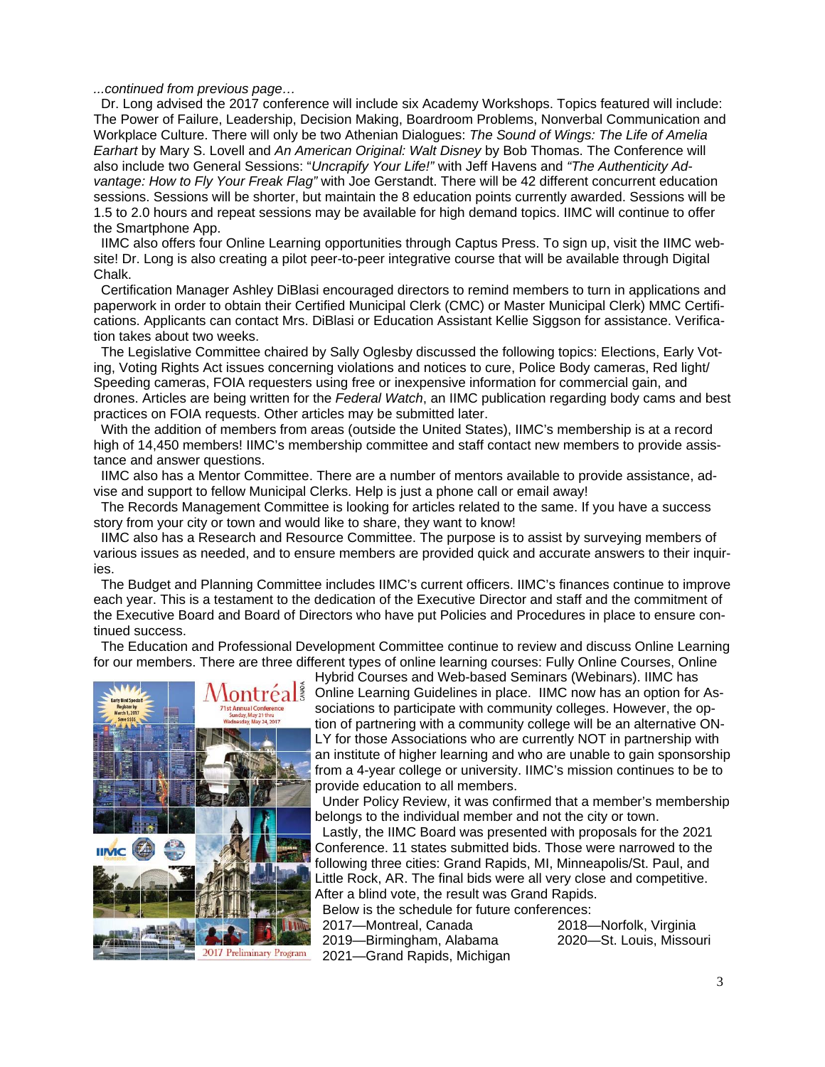*...continued from previous page…*

Dr. Long advised the 2017 conference will include six Academy Workshops. Topics featured will include: The Power of Failure, Leadership, Decision Making, Boardroom Problems, Nonverbal Communication and Workplace Culture. There will only be two Athenian Dialogues: *The Sound of Wings: The Life of Amelia Earhart* by Mary S. Lovell and *An American Original: Walt Disney* by Bob Thomas. The Conference will also include two General Sessions: "*Uncrapify Your Life!"* with Jeff Havens and *"The Authenticity Advantage: How to Fly Your Freak Flag"* with Joe Gerstandt. There will be 42 different concurrent education sessions. Sessions will be shorter, but maintain the 8 education points currently awarded. Sessions will be 1.5 to 2.0 hours and repeat sessions may be available for high demand topics. IIMC will continue to offer the Smartphone App.

IIMC also offers four Online Learning opportunities through Captus Press. To sign up, visit the IIMC website! Dr. Long is also creating a pilot peer-to-peer integrative course that will be available through Digital Chalk.

Certification Manager Ashley DiBlasi encouraged directors to remind members to turn in applications and paperwork in order to obtain their Certified Municipal Clerk (CMC) or Master Municipal Clerk) MMC Certifications. Applicants can contact Mrs. DiBlasi or Education Assistant Kellie Siggson for assistance. Verification takes about two weeks.

The Legislative Committee chaired by Sally Oglesby discussed the following topics: Elections, Early Voting, Voting Rights Act issues concerning violations and notices to cure, Police Body cameras, Red light/ Speeding cameras, FOIA requesters using free or inexpensive information for commercial gain, and drones. Articles are being written for the *Federal Watch*, an IIMC publication regarding body cams and best practices on FOIA requests. Other articles may be submitted later.

With the addition of members from areas (outside the United States), IIMC's membership is at a record high of 14,450 members! IIMC's membership committee and staff contact new members to provide assistance and answer questions.

IIMC also has a Mentor Committee. There are a number of mentors available to provide assistance, advise and support to fellow Municipal Clerks. Help is just a phone call or email away!

The Records Management Committee is looking for articles related to the same. If you have a success story from your city or town and would like to share, they want to know!

IIMC also has a Research and Resource Committee. The purpose is to assist by surveying members of various issues as needed, and to ensure members are provided quick and accurate answers to their inquiries.

The Budget and Planning Committee includes IIMC's current officers. IIMC's finances continue to improve each year. This is a testament to the dedication of the Executive Director and staff and the commitment of the Executive Board and Board of Directors who have put Policies and Procedures in place to ensure continued success.

The Education and Professional Development Committee continue to review and discuss Online Learning for our members. There are three different types of online learning courses: Fully Online Courses, Online Hybrid Courses and Web-based Seminars (Webinars). IIMC has Online Learning Guidelines in place. IIMC now has an option for Associations to participate with community colleges. However, the option of partnering with a community college will be an alternative ONLY for those Associations who are currently NOT in partnership with an institute of higher learning and who are unable to gain sponsorship from a 4-year college or university. IIMC's mission continues to be to provide education to all members.

Under Policy Review, it was confirmed that a member's membership belongs to the individual member and not the city or town.

Lastly, the IIMC Board was presented with proposals for the 2021 Conference. 11 states submitted bids. Those were narrowed to the following three cities: Grand Rapids, MI, Minneapolis/St. Paul, and Little Rock, AR. The final bids were all very close and competitive. After a blind vote, the result was Grand Rapids.

Below is the schedule for future conferences:

- 2017—Montreal, Canada
- 2018—Norfolk, Virginia
- 2019—Birmingham, Alabama
- 2020—St. Louis, Missouri
- 2021—Grand Rapids, Michigan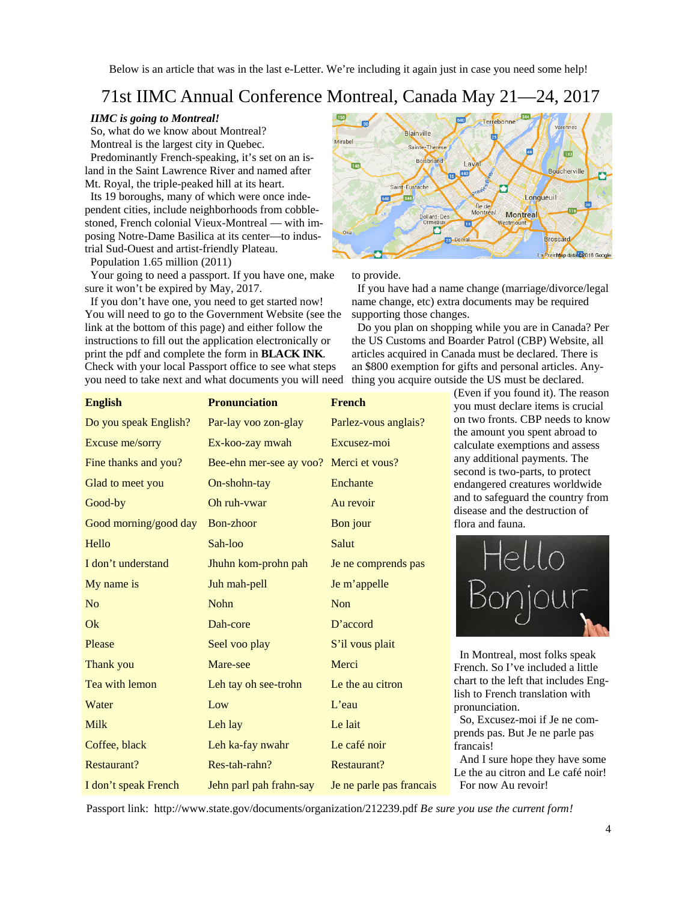Below is an article that was in the last e-Letter. We're including it again just in case you need some help!

# 71st IIMC Annual Conference Montreal, Canada May 21—24, 2017

***IIMC is going to Montreal!***

So, what do we know about Montreal?

Montreal is the largest city in Quebec.

Predominantly French-speaking, it's set on an island in the Saint Lawrence River and named after Mt. Royal, the triple-peaked hill at its heart.

Its 19 boroughs, many of which were once independent cities, include neighborhoods from cobblestoned, French colonial Vieux-Montreal — with imposing Notre-Dame Basilica at its center—to industrial Sud-Ouest and artist-friendly Plateau.

Population 1.65 million (2011)

Your going to need a passport. If you have one, make sure it won't be expired by May, 2017.

If you don't have one, you need to get started now! You will need to go to the Government Website (see the link at the bottom of this page) and either follow the instructions to fill out the application electronically or print the pdf and complete the form in **BLACK INK**. Check with your local Passport office to see what steps you need to take next and what documents you will need to provide.

If you have had a name change (marriage/divorce/legal name change, etc) extra documents may be required supporting those changes.

Do you plan on shopping while you are in Canada? Per the US Customs and Boarder Patrol (CBP) Website, all articles acquired in Canada must be declared. There is an $800 exemption for gifts and personal articles. Anything you acquire outside the US must be declared. (Even if you found it). The reason you must declare items is crucial on two fronts. CBP needs to know the amount you spent abroad to calculate exemptions and assess any additional payments. The second is two-parts, to protect endangered creatures worldwide and to safeguard the country from disease and the destruction of flora and fauna.

| English | Pronunciation | French |
|---|---|---|
| Do you speak English? | Par-lay voo zon-glay | Parlez-vous anglais? |
| Excuse me/sorry | Ex-koo-zay mwah | Excusez-moi |
| Fine thanks and you? | Bee-ehn mer-see ay voo? | Merci et vous? |
| Glad to meet you | On-shohn-tay | Enchante |
| Good-by | Oh ruh-vwar | Au revoir |
| Good morning/good day | Bon-zhoor | Bon jour |
| Hello | Sah-loo | Salut |
| I don't understand | Jhuhn kom-prohn pah | Je ne comprends pas |
| My name is | Juh mah-pell | Je m'appelle |
| No | Nohn | Non |
| Ok | Dah-core | D'accord |
| Please | Seel voo play | S'il vous plait |
| Thank you | Mare-see | Merci |
| Tea with lemon | Leh tay oh see-trohn | Le the au citron |
| Water | Low | L'eau |
| Milk | Leh lay | Le lait |
| Coffee, black | Leh ka-fay nwahr | Le café noir |
| Restaurant? | Res-tah-rahn? | Restaurant? |
| I don't speak French | Jehn parl pah frahn-say | Je ne parle pas francais |

In Montreal, most folks speak French. So I've included a little chart to the left that includes English to French translation with pronunciation.

So, Excusez-moi if Je ne comprends pas. But Je ne parle pas francais!

And I sure hope they have some Le the au citron and Le café noir!

For now Au revoir!

Passport link: http://www.state.gov/documents/organization/212239.pdf *Be sure you use the current form!*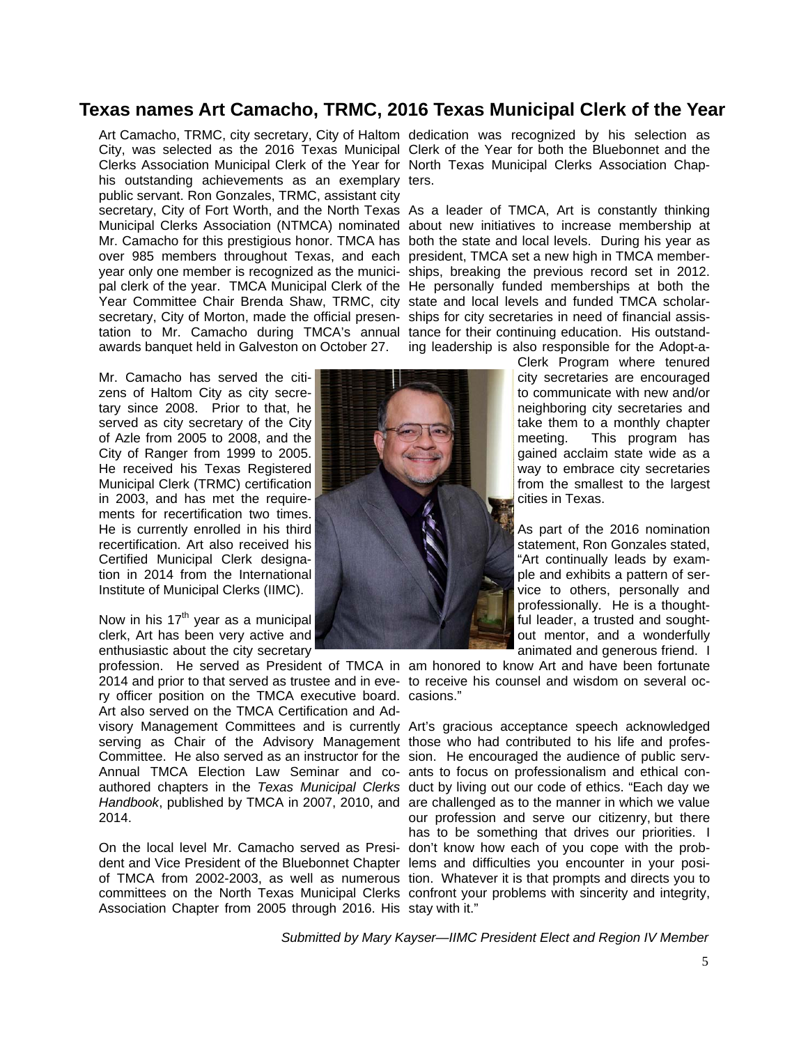# Texas names Art Camacho, TRMC, 2016 Texas Municipal Clerk of the Year

Art Camacho, TRMC, city secretary, City of Haltom City, was selected as the 2016 Texas Municipal Clerks Association Municipal Clerk of the Year for his outstanding achievements as an exemplary public servant. Ron Gonzales, TRMC, assistant city secretary, City of Fort Worth, and the North Texas Municipal Clerks Association (NTMCA) nominated Mr. Camacho for this prestigious honor. TMCA has over 985 members throughout Texas, and each year only one member is recognized as the municipal clerk of the year. TMCA Municipal Clerk of the Year Committee Chair Brenda Shaw, TRMC, city secretary, City of Morton, made the official presentation to Mr. Camacho during TMCA's annual awards banquet held in Galveston on October 27.

Mr. Camacho has served the citizens of Haltom City as city secretary since 2008. Prior to that, he served as city secretary of the City of Azle from 2005 to 2008, and the City of Ranger from 1999 to 2005. He received his Texas Registered Municipal Clerk (TRMC) certification in 2003, and has met the requirements for recertification two times. He is currently enrolled in his third recertification. Art also received his Certified Municipal Clerk designation in 2014 from the International Institute of Municipal Clerks (IIMC).

Now in his 17th year as a municipal clerk, Art has been very active and enthusiastic about the city secretary profession. He served as President of TMCA in 2014 and prior to that served as trustee and in every officer position on the TMCA executive board. Art also served on the TMCA Certification and Advisory Management Committees and is currently serving as Chair of the Advisory Management Committee. He also served as an instructor for the Annual TMCA Election Law Seminar and co-authored chapters in the *Texas Municipal Clerks Handbook*, published by TMCA in 2007, 2010, and 2014.

On the local level Mr. Camacho served as President and Vice President of the Bluebonnet Chapter of TMCA from 2002-2003, as well as numerous committees on the North Texas Municipal Clerks Association Chapter from 2005 through 2016. His dedication was recognized by his selection as Clerk of the Year for both the Bluebonnet and the North Texas Municipal Clerks Association Chapters.

As a leader of TMCA, Art is constantly thinking about new initiatives to increase membership at both the state and local levels. During his year as president, TMCA set a new high in TMCA memberships, breaking the previous record set in 2012. He personally funded memberships at both the state and local levels and funded TMCA scholarships for city secretaries in need of financial assistance for their continuing education. His outstanding leadership is also responsible for the Adopt-a-Clerk Program where tenured city secretaries are encouraged to communicate with new and/or neighboring city secretaries and take them to a monthly chapter meeting. This program has gained acclaim state wide as a way to embrace city secretaries from the smallest to the largest cities in Texas.

As part of the 2016 nomination statement, Ron Gonzales stated, "Art continually leads by example and exhibits a pattern of service to others, personally and professionally. He is a thoughtful leader, a trusted and sought-out mentor, and a wonderfully animated and generous friend. I am honored to know Art and have been fortunate to receive his counsel and wisdom on several occasions."

Art's gracious acceptance speech acknowledged those who had contributed to his life and profession. He encouraged the audience of public servants to focus on professionalism and ethical conduct by living out our code of ethics. "Each day we are challenged as to the manner in which we value our profession and serve our citizenry, but there has to be something that drives our priorities. I don't know how each of you cope with the problems and difficulties you encounter in your position. Whatever it is that prompts and directs you to confront your problems with sincerity and integrity, stay with it."

*Submitted by Mary Kayser—IIMC President Elect and Region IV Member*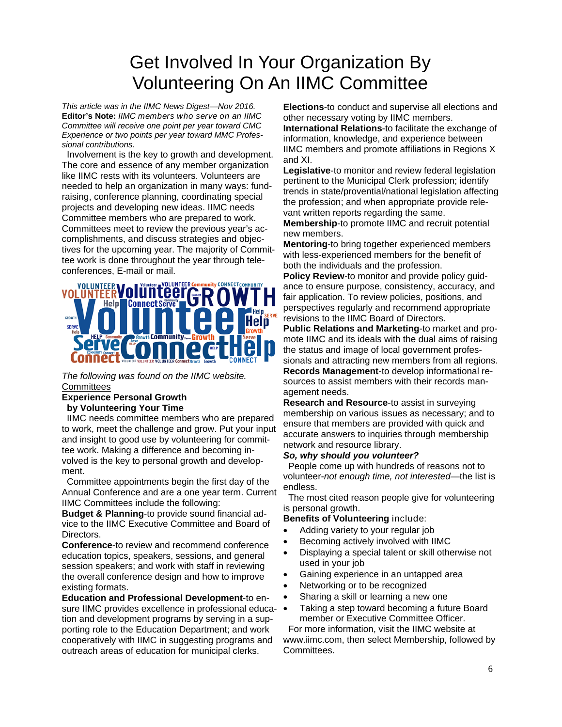# Get Involved In Your Organization By Volunteering On An IIMC Committee

*This article was in the IIMC News Digest—Nov 2016.*

**Editor's Note:** *IIMC members who serve on an IIMC Committee will receive one point per year toward CMC Experience or two points per year toward MMC Professional contributions.*

Involvement is the key to growth and development. The core and essence of any member organization like IIMC rests with its volunteers. Volunteers are needed to help an organization in many ways: fundraising, conference planning, coordinating special projects and developing new ideas. IIMC needs Committee members who are prepared to work. Committees meet to review the previous year's accomplishments, and discuss strategies and objectives for the upcoming year. The majority of Committee work is done throughout the year through teleconferences, E-mail or mail.

*The following was found on the IIMC website.*

Committees

**Experience Personal Growth by Volunteering Your Time**

IIMC needs committee members who are prepared to work, meet the challenge and grow. Put your input and insight to good use by volunteering for committee work. Making a difference and becoming involved is the key to personal growth and development.

Committee appointments begin the first day of the Annual Conference and are a one year term. Current IIMC Committees include the following:

**Budget & Planning**-to provide sound financial advice to the IIMC Executive Committee and Board of Directors.

**Conference**-to review and recommend conference education topics, speakers, sessions, and general session speakers; and work with staff in reviewing the overall conference design and how to improve existing formats.

**Education and Professional Development**-to ensure IIMC provides excellence in professional education and development programs by serving in a supporting role to the Education Department; and work cooperatively with IIMC in suggesting programs and outreach areas of education for municipal clerks.

**Elections**-to conduct and supervise all elections and other necessary voting by IIMC members.

**International Relations**-to facilitate the exchange of information, knowledge, and experience between IIMC members and promote affiliations in Regions X and XI.

**Legislative**-to monitor and review federal legislation pertinent to the Municipal Clerk profession; identify trends in state/provential/national legislation affecting the profession; and when appropriate provide relevant written reports regarding the same.

**Membership**-to promote IIMC and recruit potential new members.

**Mentoring**-to bring together experienced members with less-experienced members for the benefit of both the individuals and the profession.

**Policy Review**-to monitor and provide policy guidance to ensure purpose, consistency, accuracy, and fair application. To review policies, positions, and perspectives regularly and recommend appropriate revisions to the IIMC Board of Directors.

**Public Relations and Marketing**-to market and promote IIMC and its ideals with the dual aims of raising the status and image of local government professionals and attracting new members from all regions.

**Records Management**-to develop informational resources to assist members with their records management needs.

**Research and Resource**-to assist in surveying membership on various issues as necessary; and to ensure that members are provided with quick and accurate answers to inquiries through membership network and resource library.

***So, why should you volunteer?***

People come up with hundreds of reasons not to volunteer-*not enough time, not interested*—the list is endless.

The most cited reason people give for volunteering is personal growth.

**Benefits of Volunteering** include:

- Adding variety to your regular job
- Becoming actively involved with IIMC
- Displaying a special talent or skill otherwise not used in your job
- Gaining experience in an untapped area
- Networking or to be recognized
- Sharing a skill or learning a new one
- Taking a step toward becoming a future Board member or Executive Committee Officer.

For more information, visit the IIMC website at www.iimc.com, then select Membership, followed by Committees.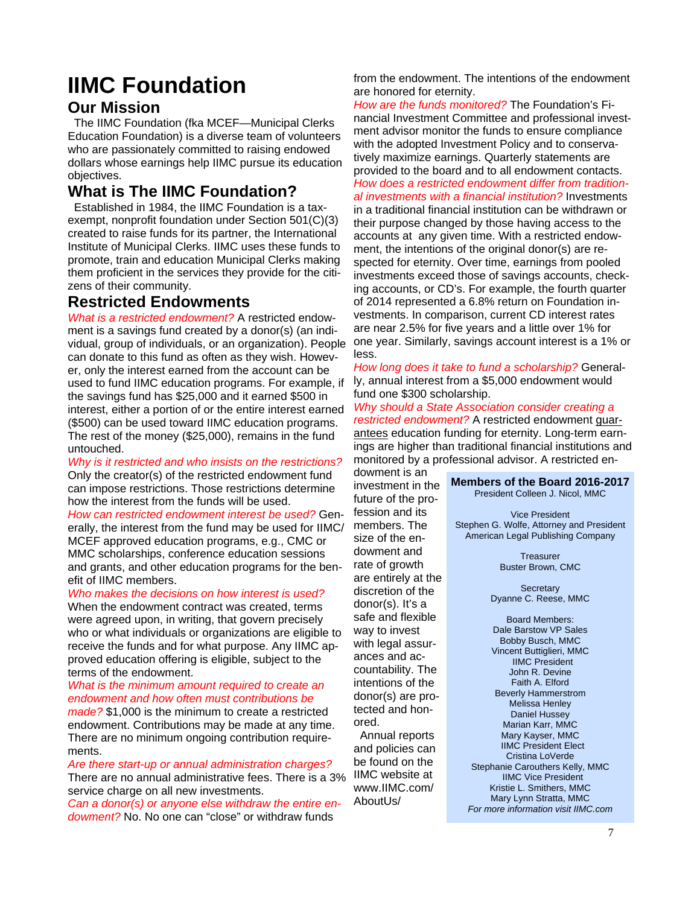# IIMC Foundation

## Our Mission

The IIMC Foundation (fka MCEF—Municipal Clerks Education Foundation) is a diverse team of volunteers who are passionately committed to raising endowed dollars whose earnings help IIMC pursue its education objectives.

## What is The IIMC Foundation?

Established in 1984, the IIMC Foundation is a tax-exempt, nonprofit foundation under Section 501(C)(3) created to raise funds for its partner, the International Institute of Municipal Clerks. IIMC uses these funds to promote, train and education Municipal Clerks making them proficient in the services they provide for the citizens of their community.

## Restricted Endowments

*What is a restricted endowment?* A restricted endowment is a savings fund created by a donor(s) (an individual, group of individuals, or an organization). People can donate to this fund as often as they wish. However, only the interest earned from the account can be used to fund IIMC education programs. For example, if the savings fund has $25,000 and it earned $500 in interest, either a portion of or the entire interest earned ($500) can be used toward IIMC education programs. The rest of the money ($25,000), remains in the fund untouched.

*Why is it restricted and who insists on the restrictions?* Only the creator(s) of the restricted endowment fund can impose restrictions. Those restrictions determine how the interest from the funds will be used.

*How can restricted endowment interest be used?* Generally, the interest from the fund may be used for IIMC/ MCEF approved education programs, e.g., CMC or MMC scholarships, conference education sessions and grants, and other education programs for the benefit of IIMC members.

*Who makes the decisions on how interest is used?* When the endowment contract was created, terms were agreed upon, in writing, that govern precisely who or what individuals or organizations are eligible to receive the funds and for what purpose. Any IIMC approved education offering is eligible, subject to the terms of the endowment.

*What is the minimum amount required to create an endowment and how often must contributions be made?* $1,000 is the minimum to create a restricted endowment. Contributions may be made at any time. There are no minimum ongoing contribution requirements.

*Are there start-up or annual administration charges?* There are no annual administrative fees. There is a 3% service charge on all new investments.

*Can a donor(s) or anyone else withdraw the entire endowment?* No. No one can "close" or withdraw funds from the endowment. The intentions of the endowment are honored for eternity.

*How are the funds monitored?* The Foundation's Financial Investment Committee and professional investment advisor monitor the funds to ensure compliance with the adopted Investment Policy and to conservatively maximize earnings. Quarterly statements are provided to the board and to all endowment contacts.

*How does a restricted endowment differ from traditional investments with a financial institution?* Investments in a traditional financial institution can be withdrawn or their purpose changed by those having access to the accounts at any given time. With a restricted endowment, the intentions of the original donor(s) are respected for eternity. Over time, earnings from pooled investments exceed those of savings accounts, checking accounts, or CD's. For example, the fourth quarter of 2014 represented a 6.8% return on Foundation investments. In comparison, current CD interest rates are near 2.5% for five years and a little over 1% for one year. Similarly, savings account interest is a 1% or less.

*How long does it take to fund a scholarship?* Generally, annual interest from a $5,000 endowment would fund one $300 scholarship.

*Why should a State Association consider creating a restricted endowment?* A restricted endowment guarantees education funding for eternity. Long-term earnings are higher than traditional financial institutions and monitored by a professional advisor. A restricted endowment is an investment in the future of the profession and its members. The size of the endowment and rate of growth are entirely at the discretion of the donor(s). It's a safe and flexible way to invest with legal assurances and accountability. The intentions of the donor(s) are protected and honored.

Annual reports and policies can be found on the IIMC website at www.IIMC.com/AboutUs/

**Members of the Board 2016-2017**

President Colleen J. Nicol, MMC

Vice President
Stephen G. Wolfe, Attorney and President
American Legal Publishing Company

Treasurer
Buster Brown, CMC

Secretary
Dyanne C. Reese, MMC

Board Members:
Dale Barstow VP Sales
Bobby Busch, MMC
Vincent Buttiglieri, MMC
IIMC President
John R. Devine
Faith A. Elford
Beverly Hammerstrom
Melissa Henley
Daniel Hussey
Marian Karr, MMC
Mary Kayser, MMC
IIMC President Elect
Cristina LoVerde
Stephanie Carouthers Kelly, MMC
IIMC Vice President
Kristie L. Smithers, MMC
Mary Lynn Stratta, MMC

*For more information visit IIMC.com*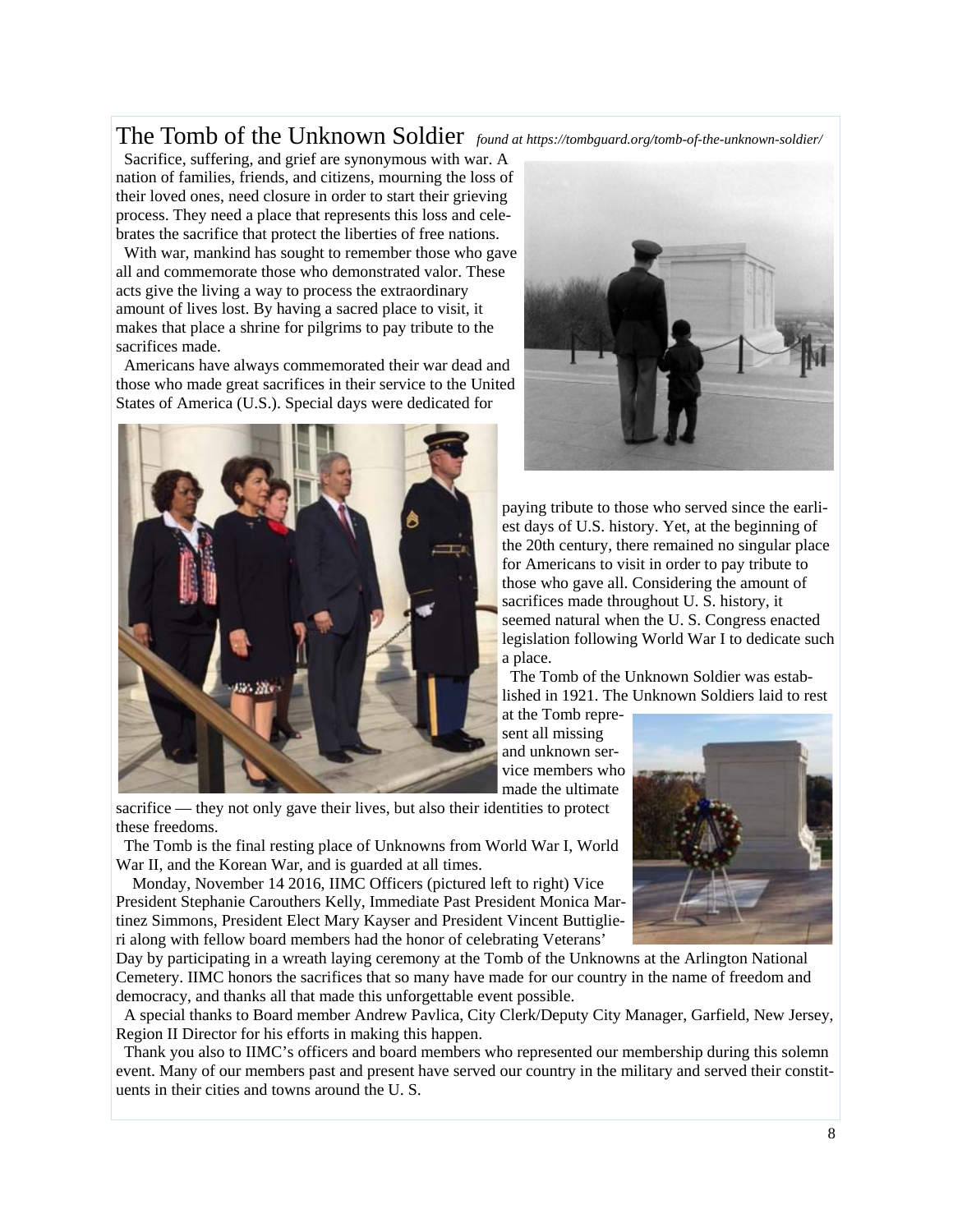# The Tomb of the Unknown Soldier *found at https://tombguard.org/tomb-of-the-unknown-soldier/*

Sacrifice, suffering, and grief are synonymous with war. A nation of families, friends, and citizens, mourning the loss of their loved ones, need closure in order to start their grieving process. They need a place that represents this loss and celebrates the sacrifice that protect the liberties of free nations.

With war, mankind has sought to remember those who gave all and commemorate those who demonstrated valor. These acts give the living a way to process the extraordinary amount of lives lost. By having a sacred place to visit, it makes that place a shrine for pilgrims to pay tribute to the sacrifices made.

Americans have always commemorated their war dead and those who made great sacrifices in their service to the United States of America (U.S.). Special days were dedicated for paying tribute to those who served since the earliest days of U.S. history. Yet, at the beginning of the 20th century, there remained no singular place for Americans to visit in order to pay tribute to those who gave all. Considering the amount of sacrifices made throughout U. S. history, it seemed natural when the U. S. Congress enacted legislation following World War I to dedicate such a place.

The Tomb of the Unknown Soldier was established in 1921. The Unknown Soldiers laid to rest at the Tomb represent all missing and unknown service members who made the ultimate sacrifice — they not only gave their lives, but also their identities to protect these freedoms.

The Tomb is the final resting place of Unknowns from World War I, World War II, and the Korean War, and is guarded at all times.

Monday, November 14 2016, IIMC Officers (pictured left to right) Vice President Stephanie Carouthers Kelly, Immediate Past President Monica Martinez Simmons, President Elect Mary Kayser and President Vincent Buttiglieri along with fellow board members had the honor of celebrating Veterans' Day by participating in a wreath laying ceremony at the Tomb of the Unknowns at the Arlington National Cemetery. IIMC honors the sacrifices that so many have made for our country in the name of freedom and democracy, and thanks all that made this unforgettable event possible.

A special thanks to Board member Andrew Pavlica, City Clerk/Deputy City Manager, Garfield, New Jersey, Region II Director for his efforts in making this happen.

Thank you also to IIMC's officers and board members who represented our membership during this solemn event. Many of our members past and present have served our country in the military and served their constituents in their cities and towns around the U. S.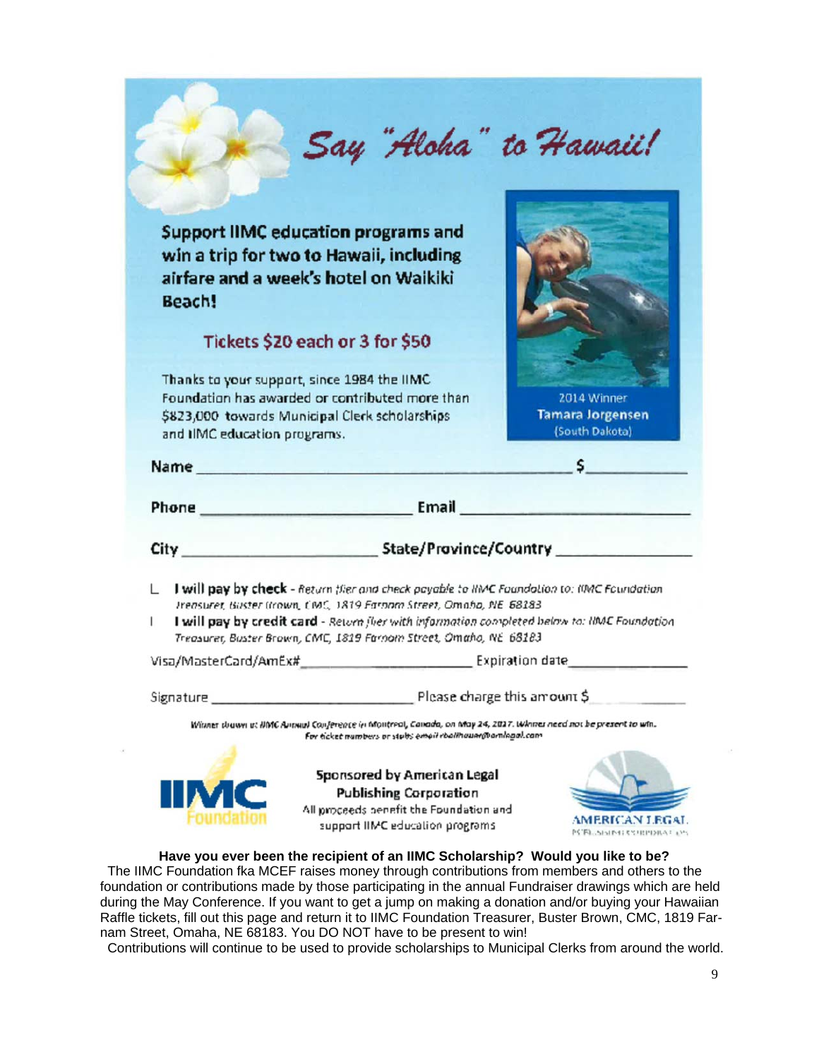# Say "Aloha" to Hawaii!

**Support IIMC education programs and win a trip for two to Hawaii, including airfare and a week's hotel on Waikiki Beach!**

## Tickets $20 each or 3 for $50

Thanks to your support, since 1984 the IIMC Foundation has awarded or contributed more than $823,000 towards Municipal Clerk scholarships and IIMC education programs.

2014 Winner
**Tamara Jorgensen**
(South Dakota)

**Name** ________________________________ **$** __________

**Phone** ____________________ **Email** ____________________

**City** ____________________ **State/Province/Country** ______________

- **I will pay by check** - *Return flier and check payable to IIMC Foundation to: IIMC Foundation Treasurer, Buster Brown, CMC, 1819 Farnam Street, Omaha, NE 68183*
- **I will pay by credit card** - *Return flier with information completed below to: IIMC Foundation Treasurer, Buster Brown, CMC, 1819 Farnam Street, Omaha, NE 68183*

Visa/MasterCard/AmEx# ____________________ Expiration date ______________

Signature ____________________ Please charge this amount $ __________

*Winner drawn at IIMC Annual Conference in Montreal, Canada, on May 24, 2017. Winner need not be present to win. For ticket numbers or stubs email rbalthouser@amlegal.com*

**Sponsored by American Legal Publishing Corporation**
All proceeds benefit the Foundation and support IIMC education programs

IIMC Foundation

AMERICAN LEGAL PUBLISHING CORPORATION

**Have you ever been the recipient of an IIMC Scholarship? Would you like to be?**

The IIMC Foundation fka MCEF raises money through contributions from members and others to the foundation or contributions made by those participating in the annual Fundraiser drawings which are held during the May Conference. If you want to get a jump on making a donation and/or buying your Hawaiian Raffle tickets, fill out this page and return it to IIMC Foundation Treasurer, Buster Brown, CMC, 1819 Farnam Street, Omaha, NE 68183. You DO NOT have to be present to win!

Contributions will continue to be used to provide scholarships to Municipal Clerks from around the world.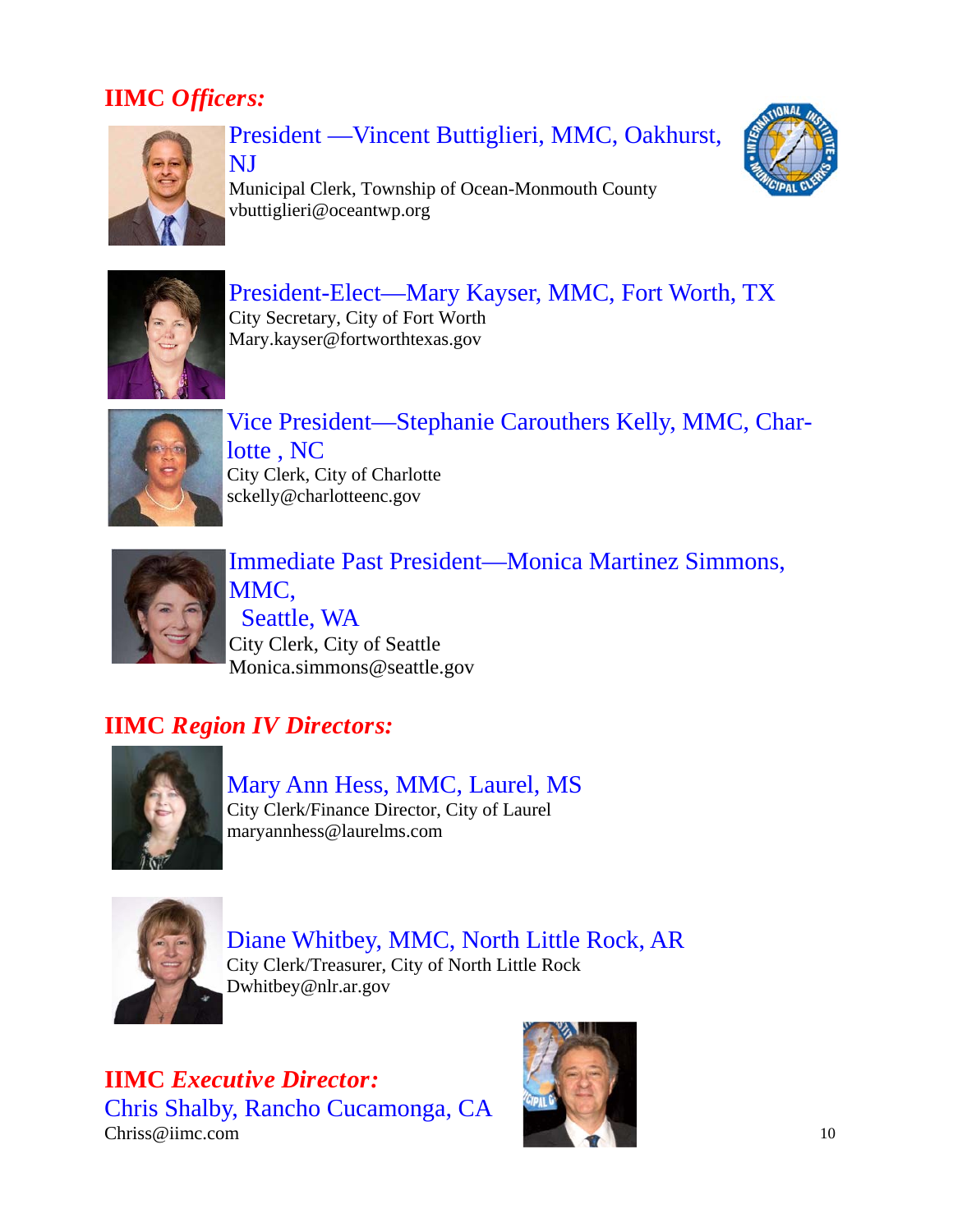## IIMC *Officers:*

### President —Vincent Buttiglieri, MMC, Oakhurst, NJ

Municipal Clerk, Township of Ocean-Monmouth County
vbuttiglieri@oceantwp.org

### President-Elect—Mary Kayser, MMC, Fort Worth, TX

City Secretary, City of Fort Worth
Mary.kayser@fortworthtexas.gov

### Vice President—Stephanie Carouthers Kelly, MMC, Charlotte , NC

City Clerk, City of Charlotte
sckelly@charlotteenc.gov

### Immediate Past President—Monica Martinez Simmons, MMC, Seattle, WA

City Clerk, City of Seattle
Monica.simmons@seattle.gov

## IIMC *Region IV Directors:*

### Mary Ann Hess, MMC, Laurel, MS

City Clerk/Finance Director, City of Laurel
maryannhess@laurelms.com

### Diane Whitbey, MMC, North Little Rock, AR

City Clerk/Treasurer, City of North Little Rock
Dwhitbey@nlr.ar.gov

## IIMC *Executive Director:*

### Chris Shalby, Rancho Cucamonga, CA

Chriss@iimc.com